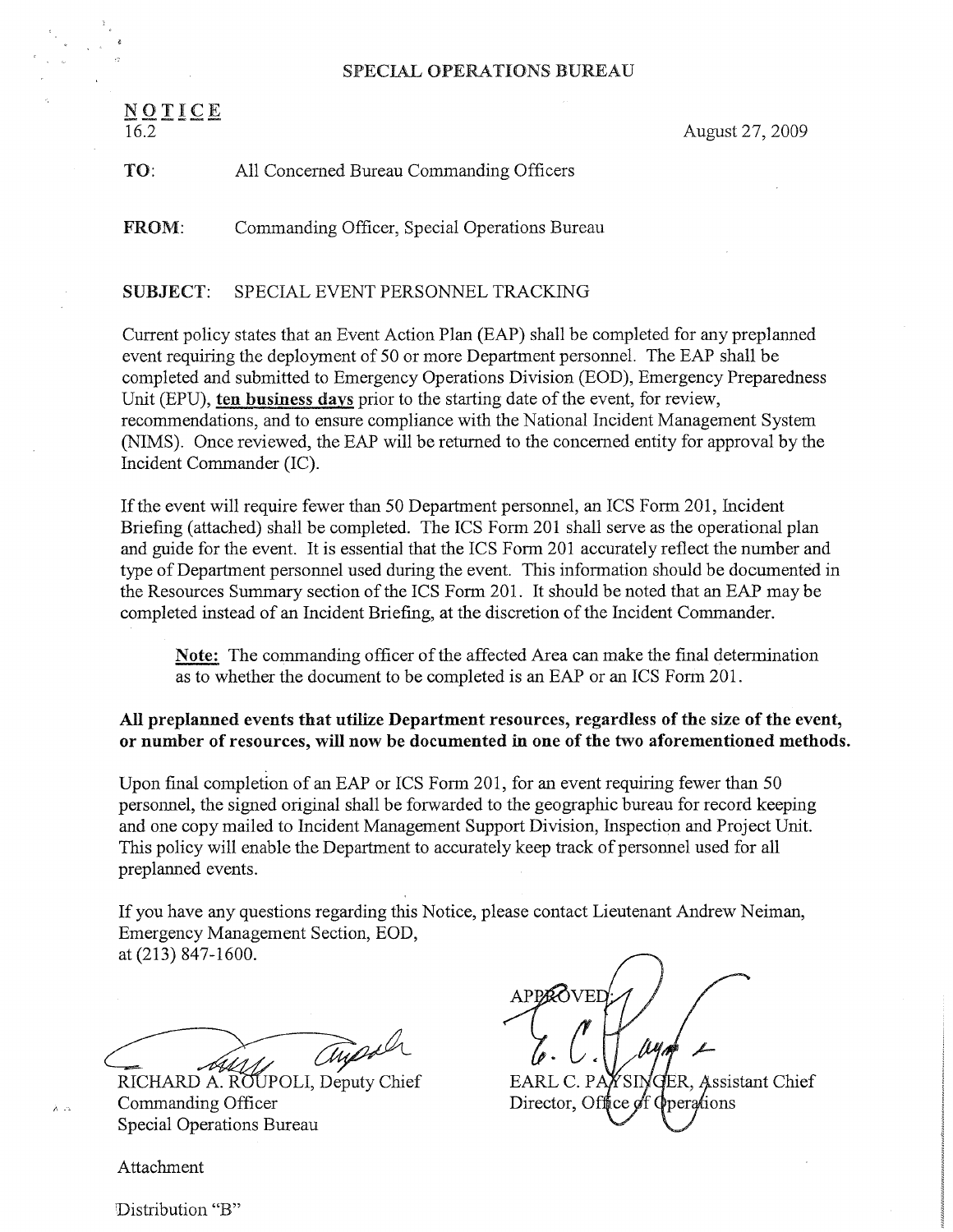# SPECIAL OPERATIONS BUREAU

**NOTICE**
16.2

August 27, 2009

**TO:** All Concerned Bureau Commanding Officers

**FROM:** Commanding Officer, Special Operations Bureau

**SUBJECT:** SPECIAL EVENT PERSONNEL TRACKING

Current policy states that an Event Action Plan (EAP) shall be completed for any preplanned event requiring the deployment of 50 or more Department personnel. The EAP shall be completed and submitted to Emergency Operations Division (EOD), Emergency Preparedness Unit (EPU), **ten business days** prior to the starting date of the event, for review, recommendations, and to ensure compliance with the National Incident Management System (NIMS). Once reviewed, the EAP will be returned to the concerned entity for approval by the Incident Commander (IC).

If the event will require fewer than 50 Department personnel, an ICS Form 201, Incident Briefing (attached) shall be completed. The ICS Form 201 shall serve as the operational plan and guide for the event. It is essential that the ICS Form 201 accurately reflect the number and type of Department personnel used during the event. This information should be documented in the Resources Summary section of the ICS Form 201. It should be noted that an EAP may be completed instead of an Incident Briefing, at the discretion of the Incident Commander.

> **Note:** The commanding officer of the affected Area can make the final determination as to whether the document to be completed is an EAP or an ICS Form 201.

**All preplanned events that utilize Department resources, regardless of the size of the event, or number of resources, will now be documented in one of the two aforementioned methods.**

Upon final completion of an EAP or ICS Form 201, for an event requiring fewer than 50 personnel, the signed original shall be forwarded to the geographic bureau for record keeping and one copy mailed to Incident Management Support Division, Inspection and Project Unit. This policy will enable the Department to accurately keep track of personnel used for all preplanned events.

If you have any questions regarding this Notice, please contact Lieutenant Andrew Neiman, Emergency Management Section, EOD, at (213) 847-1600.

RICHARD A. ROUPOLI, Deputy Chief
Commanding Officer
Special Operations Bureau

APPROVED:

EARL C. PAYSINGER, Assistant Chief
Director, Office of Operations

Attachment

Distribution "B"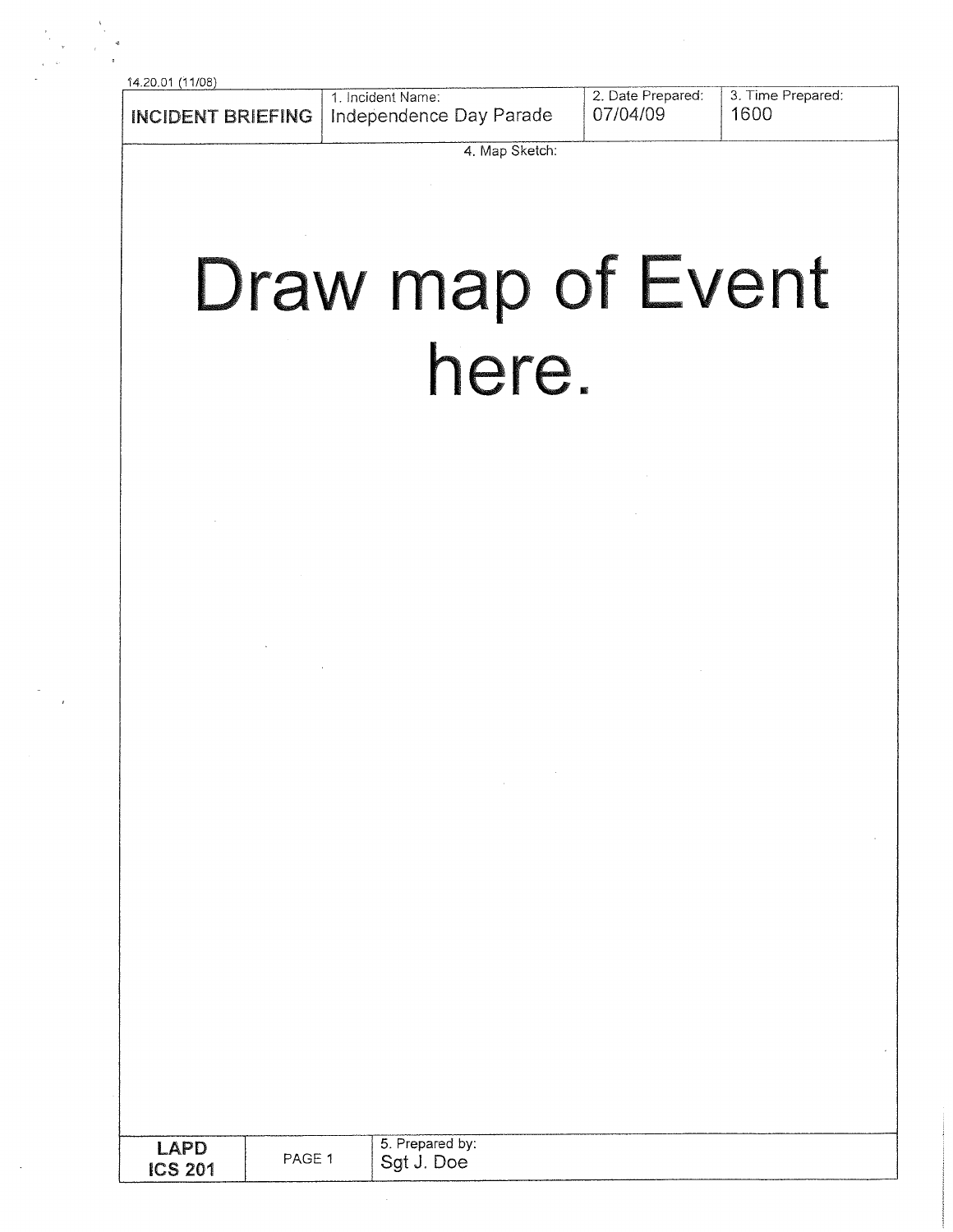14.20.01 (11/08)

| INCIDENT BRIEFING | 1. Incident Name: Independence Day Parade | 2. Date Prepared: 07/04/09 | 3. Time Prepared: 1600 |
|---|---|---|---|

4. Map Sketch:

# Draw map of Event here.

| LAPD ICS 201 | PAGE 1 | 5. Prepared by: Sgt J. Doe |
|---|---|---|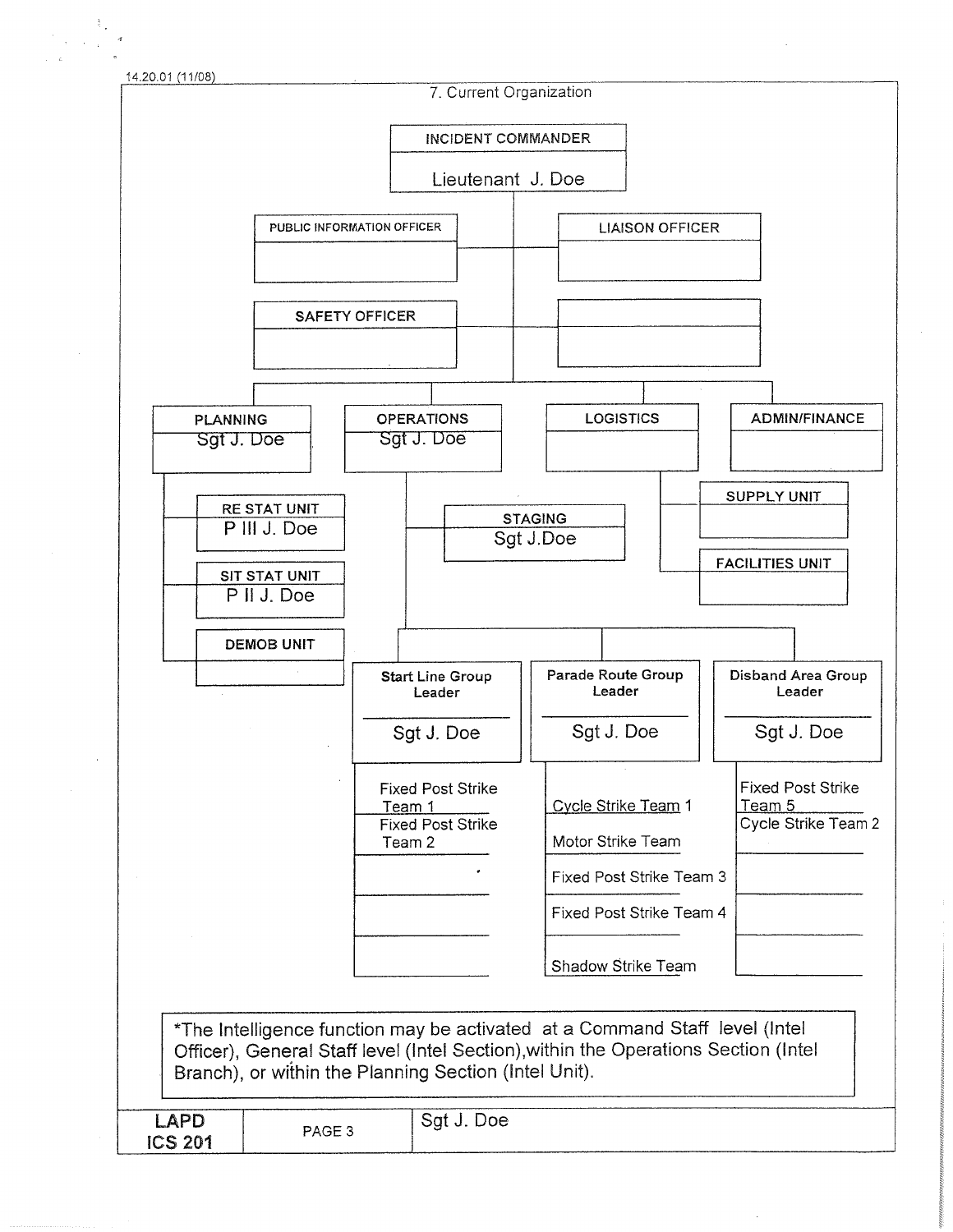14.20.01 (11/08)

## 7. Current Organization

**INCIDENT COMMANDER**: Lieutenant J. Doe

**Command Staff**

| Position | Name |
|---|---|
| PUBLIC INFORMATION OFFICER | |
| LIAISON OFFICER | |
| SAFETY OFFICER | |
| | |

**General Staff**

| Section | Name |
|---|---|
| PLANNING | Sgt J. Doe |
| OPERATIONS | Sgt J. Doe |
| LOGISTICS | |
| ADMIN/FINANCE | |

**Planning Section**

| Unit | Name |
|---|---|
| RE STAT UNIT | P III J. Doe |
| SIT STAT UNIT | P II J. Doe |
| DEMOB UNIT | |

**Operations Section**

| Position | Name |
|---|---|
| STAGING | Sgt J.Doe |

| Start Line Group Leader | Parade Route Group Leader | Disband Area Group Leader |
|---|---|---|
| Sgt J. Doe | Sgt J. Doe | Sgt J. Doe |
| Fixed Post Strike Team 1 | Cycle Strike Team 1 | Fixed Post Strike Team 5 |
| Fixed Post Strike Team 2 | Motor Strike Team | Cycle Strike Team 2 |
| | Fixed Post Strike Team 3 | |
| | Fixed Post Strike Team 4 | |
| | Shadow Strike Team | |

**Logistics Section**

| Unit | Name |
|---|---|
| SUPPLY UNIT | |
| FACILITIES UNIT | |

*The Intelligence function may be activated at a Command Staff level (Intel Officer), General Staff level (Intel Section),within the Operations Section (Intel Branch), or within the Planning Section (Intel Unit).

| LAPD ICS 201 | PAGE 3 | Sgt J. Doe |
|---|---|---|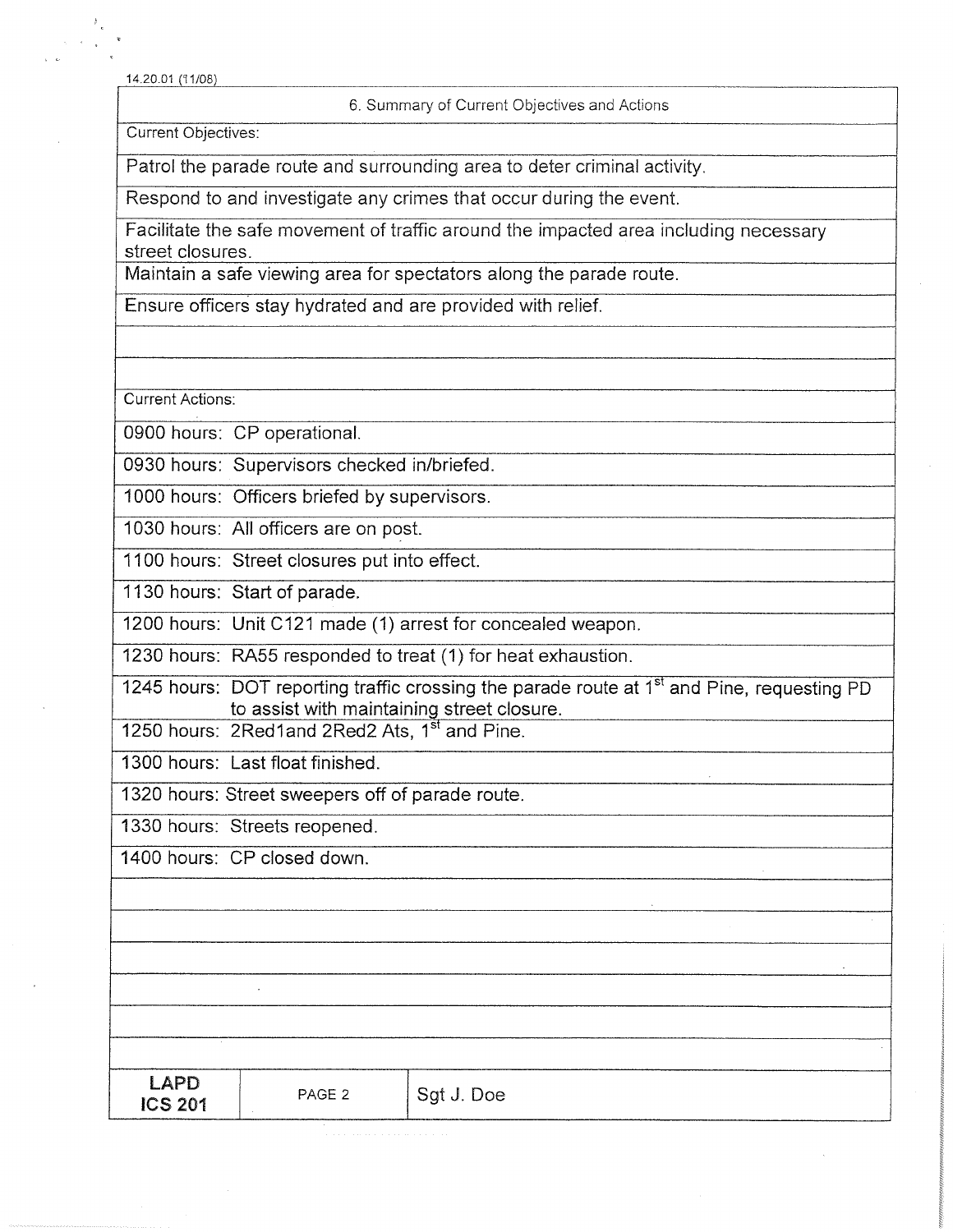14.20.01 (11/08)

## 6. Summary of Current Objectives and Actions

**Current Objectives:**

- Patrol the parade route and surrounding area to deter criminal activity.
- Respond to and investigate any crimes that occur during the event.
- Facilitate the safe movement of traffic around the impacted area including necessary street closures.
- Maintain a safe viewing area for spectators along the parade route.
- Ensure officers stay hydrated and are provided with relief.

**Current Actions:**

- 0900 hours: CP operational.
- 0930 hours: Supervisors checked in/briefed.
- 1000 hours: Officers briefed by supervisors.
- 1030 hours: All officers are on post.
- 1100 hours: Street closures put into effect.
- 1130 hours: Start of parade.
- 1200 hours: Unit C121 made (1) arrest for concealed weapon.
- 1230 hours: RA55 responded to treat (1) for heat exhaustion.
- 1245 hours: DOT reporting traffic crossing the parade route at 1st and Pine, requesting PD to assist with maintaining street closure.
- 1250 hours: 2Red1and 2Red2 Ats, 1st and Pine.
- 1300 hours: Last float finished.
- 1320 hours: Street sweepers off of parade route.
- 1330 hours: Streets reopened.
- 1400 hours: CP closed down.

| LAPD ICS 201 | PAGE 2 | Sgt J. Doe |
|---|---|---|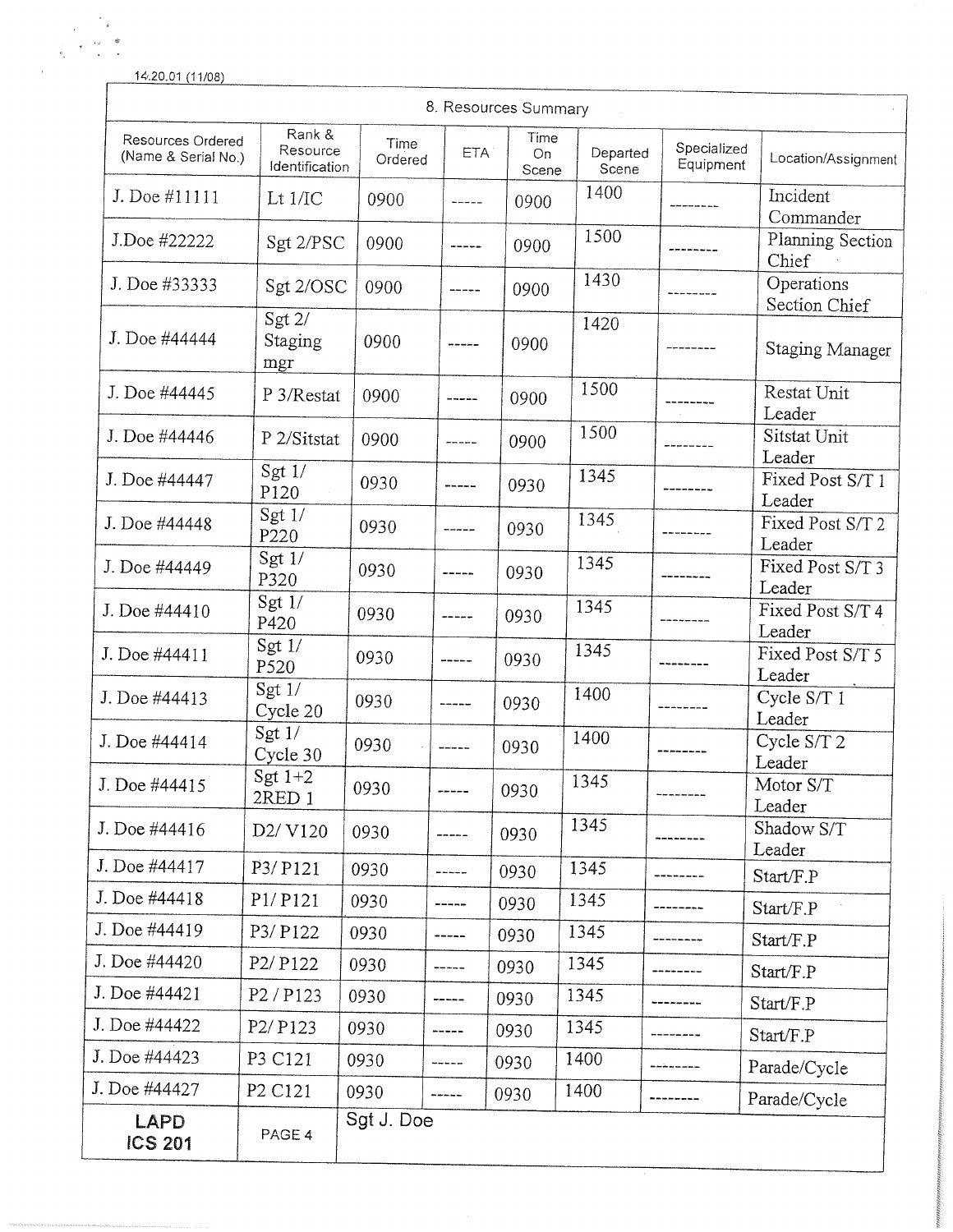14.20.01 (11/08)

## 8. Resources Summary

| Resources Ordered (Name & Serial No.) | Rank & Resource Identification | Time Ordered | ETA | Time On Scene | Departed Scene | Specialized Equipment | Location/Assignment |
|---|---|---|---|---|---|---|---|
| J. Doe #11111 | Lt 1/IC | 0900 | ----- | 0900 | 1400 | -------- | Incident Commander |
| J.Doe #22222 | Sgt 2/PSC | 0900 | ----- | 0900 | 1500 | -------- | Planning Section Chief |
| J. Doe #33333 | Sgt 2/OSC | 0900 | ----- | 0900 | 1430 | -------- | Operations Section Chief |
| J. Doe #44444 | Sgt 2/ Staging mgr | 0900 | ----- | 0900 | 1420 | -------- | Staging Manager |
| J. Doe #44445 | P 3/Restat | 0900 | ----- | 0900 | 1500 | -------- | Restat Unit Leader |
| J. Doe #44446 | P 2/Sitstat | 0900 | ----- | 0900 | 1500 | -------- | Sitstat Unit Leader |
| J. Doe #44447 | Sgt 1/ P120 | 0930 | ----- | 0930 | 1345 | -------- | Fixed Post S/T 1 Leader |
| J. Doe #44448 | Sgt 1/ P220 | 0930 | ----- | 0930 | 1345 | -------- | Fixed Post S/T 2 Leader |
| J. Doe #44449 | Sgt 1/ P320 | 0930 | ----- | 0930 | 1345 | -------- | Fixed Post S/T 3 Leader |
| J. Doe #44410 | Sgt 1/ P420 | 0930 | ----- | 0930 | 1345 | -------- | Fixed Post S/T 4 Leader |
| J. Doe #44411 | Sgt 1/ P520 | 0930 | ----- | 0930 | 1345 | -------- | Fixed Post S/T 5 Leader |
| J. Doe #44413 | Sgt 1/ Cycle 20 | 0930 | ----- | 0930 | 1400 | -------- | Cycle S/T 1 Leader |
| J. Doe #44414 | Sgt 1/ Cycle 30 | 0930 | ----- | 0930 | 1400 | -------- | Cycle S/T 2 Leader |
| J. Doe #44415 | Sgt 1+2 2RED 1 | 0930 | ----- | 0930 | 1345 | -------- | Motor S/T Leader |
| J. Doe #44416 | D2/ V120 | 0930 | ----- | 0930 | 1345 | -------- | Shadow S/T Leader |
| J. Doe #44417 | P3/ P121 | 0930 | ----- | 0930 | 1345 | -------- | Start/F.P |
| J. Doe #44418 | P1/ P121 | 0930 | ----- | 0930 | 1345 | -------- | Start/F.P |
| J. Doe #44419 | P3/ P122 | 0930 | ----- | 0930 | 1345 | -------- | Start/F.P |
| J. Doe #44420 | P2/ P122 | 0930 | ----- | 0930 | 1345 | -------- | Start/F.P |
| J. Doe #44421 | P2 / P123 | 0930 | ----- | 0930 | 1345 | -------- | Start/F.P |
| J. Doe #44422 | P2/ P123 | 0930 | ----- | 0930 | 1345 | -------- | Start/F.P |
| J. Doe #44423 | P3 C121 | 0930 | ----- | 0930 | 1400 | -------- | Parade/Cycle |
| J. Doe #44427 | P2 C121 | 0930 | ----- | 0930 | 1400 | -------- | Parade/Cycle |

| | | |
|---|---|---|
| **LAPD ICS 201** | PAGE 4 | Sgt J. Doe |